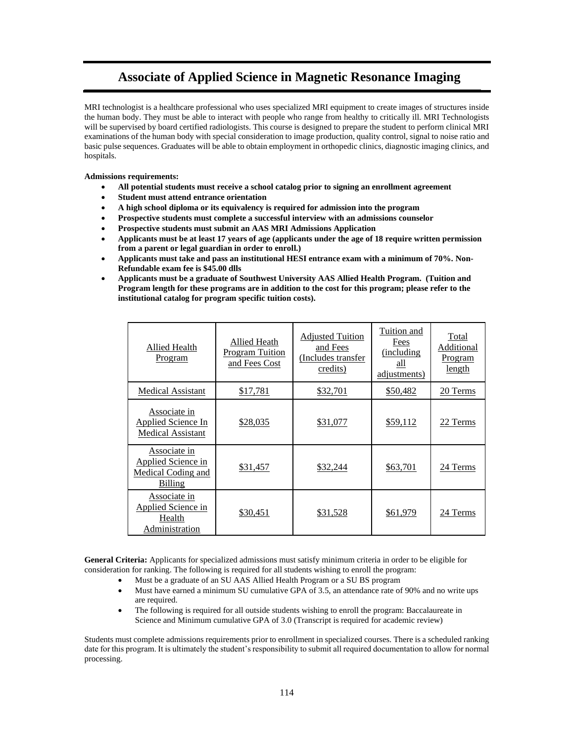# Associate of Applied Science in Magnetic Resonance Imaging

MRI technologist is a healthcare professional who uses specialized MRI equipment to create images of structures inside the human body. They must be able to interact with people who range from healthy to critically ill. MRI Technologists will be supervised by board certified radiologists. This course is designed to prepare the student to perform clinical MRI examinations of the human body with special consideration to image production, quality control, signal to noise ratio and basic pulse sequences. Graduates will be able to obtain employment in orthopedic clinics, diagnostic imaging clinics, and hospitals.

**Admissions requirements:**

- **All potential students must receive a school catalog prior to signing an enrollment agreement**
- **Student must attend entrance orientation**
- **A high school diploma or its equivalency is required for admission into the program**
- **Prospective students must complete a successful interview with an admissions counselor**
- **Prospective students must submit an AAS MRI Admissions Application**
- **Applicants must be at least 17 years of age (applicants under the age of 18 require written permission from a parent or legal guardian in order to enroll.)**
- **Applicants must take and pass an institutional HESI entrance exam with a minimum of 70%. Non-Refundable exam fee is $45.00 dlls**
- **Applicants must be a graduate of Southwest University AAS Allied Health Program. (Tuition and Program length for these programs are in addition to the cost for this program; please refer to the institutional catalog for program specific tuition costs).**

| Allied Health Program | Allied Heath Program Tuition and Fees Cost | Adjusted Tuition and Fees (Includes transfer credits) | Tuition and Fees (including all adjustments) | Total Additional Program length |
|---|---|---|---|---|
| Medical Assistant | $17,781 | $32,701 | $50,482 | 20 Terms |
| Associate in Applied Science In Medical Assistant | $28,035 | $31,077 | $59,112 | 22 Terms |
| Associate in Applied Science in Medical Coding and Billing | $31,457 | $32,244 | $63,701 | 24 Terms |
| Associate in Applied Science in Health Administration | $30,451 | $31,528 | $61,979 | 24 Terms |

**General Criteria:** Applicants for specialized admissions must satisfy minimum criteria in order to be eligible for consideration for ranking. The following is required for all students wishing to enroll the program:

- Must be a graduate of an SU AAS Allied Health Program or a SU BS program
- Must have earned a minimum SU cumulative GPA of 3.5, an attendance rate of 90% and no write ups are required.
- The following is required for all outside students wishing to enroll the program: Baccalaureate in Science and Minimum cumulative GPA of 3.0 (Transcript is required for academic review)

Students must complete admissions requirements prior to enrollment in specialized courses. There is a scheduled ranking date for this program. It is ultimately the student's responsibility to submit all required documentation to allow for normal processing.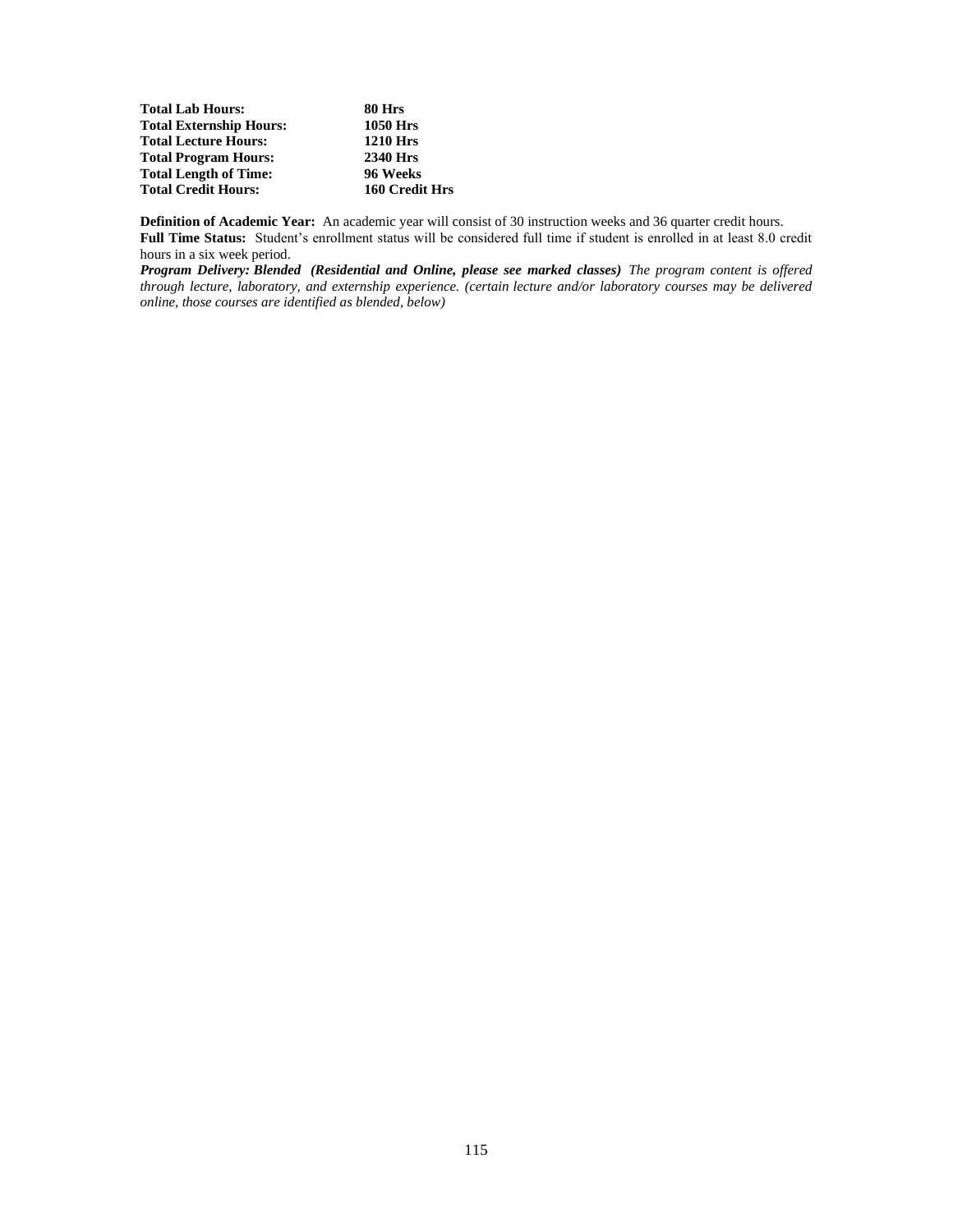| | |
|---|---|
| **Total Lab Hours:** | **80 Hrs** |
| **Total Externship Hours:** | **1050 Hrs** |
| **Total Lecture Hours:** | **1210 Hrs** |
| **Total Program Hours:** | **2340 Hrs** |
| **Total Length of Time:** | **96 Weeks** |
| **Total Credit Hours:** | **160 Credit Hrs** |

**Definition of Academic Year:** An academic year will consist of 30 instruction weeks and 36 quarter credit hours.
**Full Time Status:** Student's enrollment status will be considered full time if student is enrolled in at least 8.0 credit hours in a six week period.
***Program Delivery: Blended (Residential and Online, please see marked classes)*** *The program content is offered through lecture, laboratory, and externship experience. (certain lecture and/or laboratory courses may be delivered online, those courses are identified as blended, below)*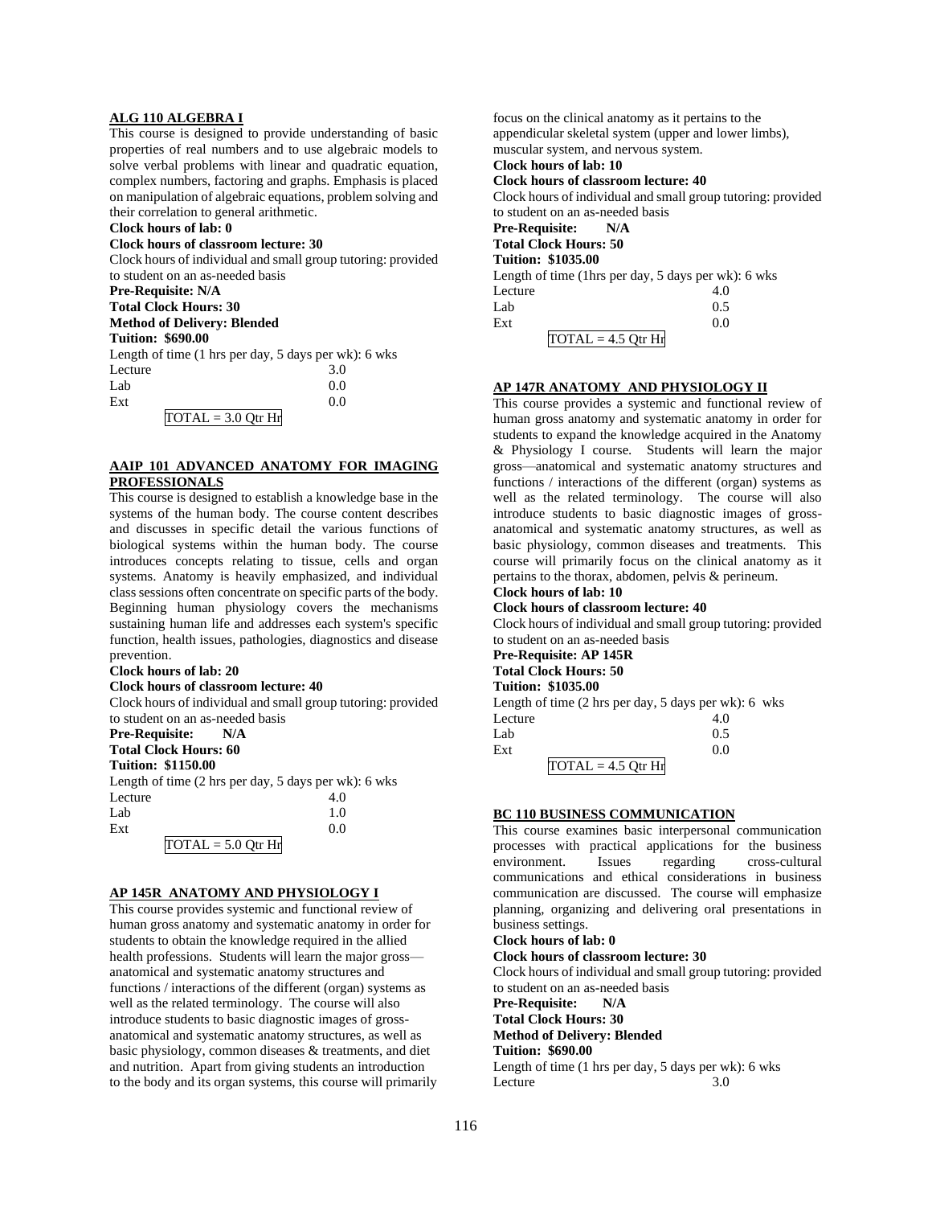**ALG 110 ALGEBRA I**

This course is designed to provide understanding of basic properties of real numbers and to use algebraic models to solve verbal problems with linear and quadratic equation, complex numbers, factoring and graphs. Emphasis is placed on manipulation of algebraic equations, problem solving and their correlation to general arithmetic.

**Clock hours of lab: 0**
**Clock hours of classroom lecture: 30**
Clock hours of individual and small group tutoring: provided to student on an as-needed basis
**Pre-Requisite: N/A**
**Total Clock Hours: 30**
**Method of Delivery: Blended**
**Tuition: $690.00**
Length of time (1 hrs per day, 5 days per wk): 6 wks

| | |
|---|---|
| Lecture | 3.0 |
| Lab | 0.0 |
| Ext | 0.0 |
| TOTAL = 3.0 Qtr Hr | |

**AAIP 101 ADVANCED ANATOMY FOR IMAGING PROFESSIONALS**

This course is designed to establish a knowledge base in the systems of the human body. The course content describes and discusses in specific detail the various functions of biological systems within the human body. The course introduces concepts relating to tissue, cells and organ systems. Anatomy is heavily emphasized, and individual class sessions often concentrate on specific parts of the body. Beginning human physiology covers the mechanisms sustaining human life and addresses each system's specific function, health issues, pathologies, diagnostics and disease prevention.

**Clock hours of lab: 20**
**Clock hours of classroom lecture: 40**
Clock hours of individual and small group tutoring: provided to student on an as-needed basis
**Pre-Requisite: N/A**
**Total Clock Hours: 60**
**Tuition: $1150.00**
Length of time (2 hrs per day, 5 days per wk): 6 wks

| | |
|---|---|
| Lecture | 4.0 |
| Lab | 1.0 |
| Ext | 0.0 |
| TOTAL = 5.0 Qtr Hr | |

**AP 145R ANATOMY AND PHYSIOLOGY I**

This course provides systemic and functional review of human gross anatomy and systematic anatomy in order for students to obtain the knowledge required in the allied health professions. Students will learn the major gross—anatomical and systematic anatomy structures and functions / interactions of the different (organ) systems as well as the related terminology. The course will also introduce students to basic diagnostic images of gross-anatomical and systematic anatomy structures, as well as basic physiology, common diseases & treatments, and diet and nutrition. Apart from giving students an introduction to the body and its organ systems, this course will primarily focus on the clinical anatomy as it pertains to the appendicular skeletal system (upper and lower limbs), muscular system, and nervous system.

**Clock hours of lab: 10**
**Clock hours of classroom lecture: 40**
Clock hours of individual and small group tutoring: provided to student on an as-needed basis
**Pre-Requisite: N/A**
**Total Clock Hours: 50**
**Tuition: $1035.00**
Length of time (1hrs per day, 5 days per wk): 6 wks

| | |
|---|---|
| Lecture | 4.0 |
| Lab | 0.5 |
| Ext | 0.0 |
| TOTAL = 4.5 Qtr Hr | |

**AP 147R ANATOMY AND PHYSIOLOGY II**

This course provides a systemic and functional review of human gross anatomy and systematic anatomy in order for students to expand the knowledge acquired in the Anatomy & Physiology I course. Students will learn the major gross—anatomical and systematic anatomy structures and functions / interactions of the different (organ) systems as well as the related terminology. The course will also introduce students to basic diagnostic images of gross-anatomical and systematic anatomy structures, as well as basic physiology, common diseases and treatments. This course will primarily focus on the clinical anatomy as it pertains to the thorax, abdomen, pelvis & perineum.

**Clock hours of lab: 10**
**Clock hours of classroom lecture: 40**
Clock hours of individual and small group tutoring: provided to student on an as-needed basis
**Pre-Requisite: AP 145R**
**Total Clock Hours: 50**
**Tuition: $1035.00**
Length of time (2 hrs per day, 5 days per wk): 6 wks

| | |
|---|---|
| Lecture | 4.0 |
| Lab | 0.5 |
| Ext | 0.0 |
| TOTAL = 4.5 Qtr Hr | |

**BC 110 BUSINESS COMMUNICATION**

This course examines basic interpersonal communication processes with practical applications for the business environment. Issues regarding cross-cultural communications and ethical considerations in business communication are discussed. The course will emphasize planning, organizing and delivering oral presentations in business settings.

**Clock hours of lab: 0**
**Clock hours of classroom lecture: 30**
Clock hours of individual and small group tutoring: provided to student on an as-needed basis
**Pre-Requisite: N/A**
**Total Clock Hours: 30**
**Method of Delivery: Blended**
**Tuition: $690.00**
Length of time (1 hrs per day, 5 days per wk): 6 wks

| | |
|---|---|
| Lecture | 3.0 |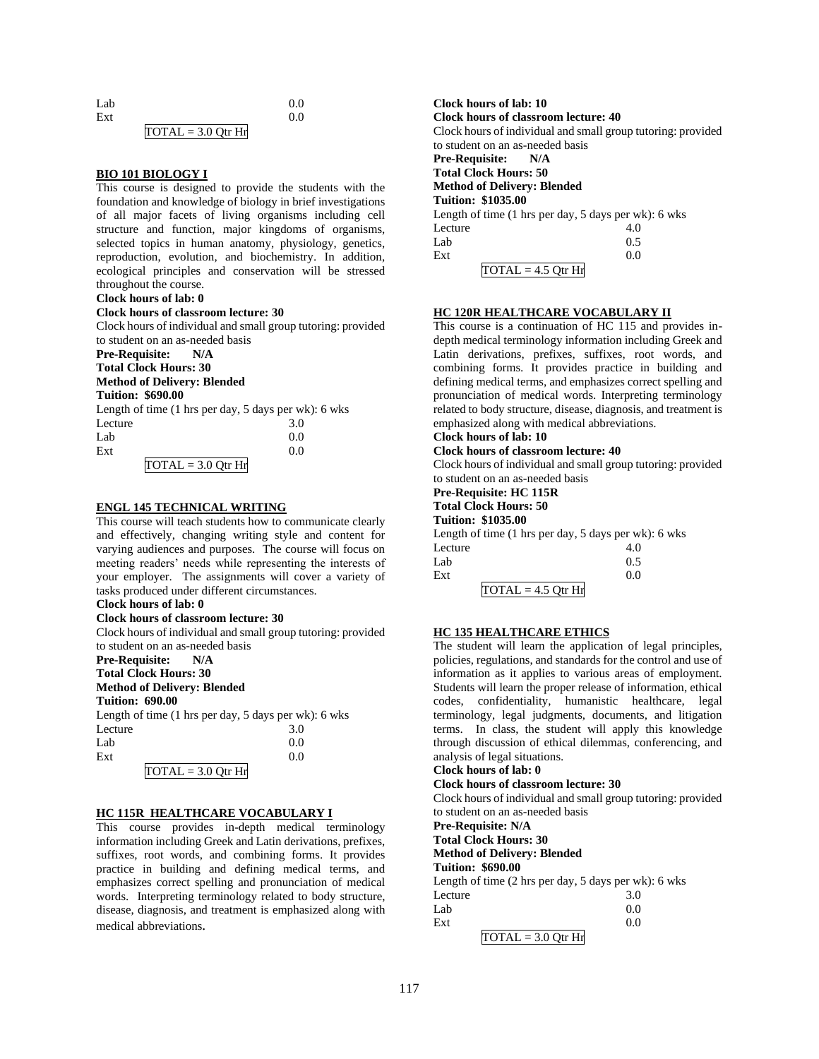| | |
|---|---|
| Lab | 0.0 |
| Ext | 0.0 |

TOTAL = 3.0 Qtr Hr

**BIO 101 BIOLOGY I**

This course is designed to provide the students with the foundation and knowledge of biology in brief investigations of all major facets of living organisms including cell structure and function, major kingdoms of organisms, selected topics in human anatomy, physiology, genetics, reproduction, evolution, and biochemistry. In addition, ecological principles and conservation will be stressed throughout the course.

**Clock hours of lab: 0**

**Clock hours of classroom lecture: 30**

Clock hours of individual and small group tutoring: provided to student on an as-needed basis

**Pre-Requisite: N/A**

**Total Clock Hours: 30**

**Method of Delivery: Blended**

**Tuition: $690.00**

Length of time (1 hrs per day, 5 days per wk): 6 wks

| | |
|---|---|
| Lecture | 3.0 |
| Lab | 0.0 |
| Ext | 0.0 |

TOTAL = 3.0 Qtr Hr

**ENGL 145 TECHNICAL WRITING**

This course will teach students how to communicate clearly and effectively, changing writing style and content for varying audiences and purposes. The course will focus on meeting readers' needs while representing the interests of your employer. The assignments will cover a variety of tasks produced under different circumstances.

**Clock hours of lab: 0**

**Clock hours of classroom lecture: 30**

Clock hours of individual and small group tutoring: provided to student on an as-needed basis

**Pre-Requisite: N/A**

**Total Clock Hours: 30**

**Method of Delivery: Blended**

**Tuition: 690.00**

Length of time (1 hrs per day, 5 days per wk): 6 wks

| | |
|---|---|
| Lecture | 3.0 |
| Lab | 0.0 |
| Ext | 0.0 |

TOTAL = 3.0 Qtr Hr

**HC 115R HEALTHCARE VOCABULARY I**

This course provides in-depth medical terminology information including Greek and Latin derivations, prefixes, suffixes, root words, and combining forms. It provides practice in building and defining medical terms, and emphasizes correct spelling and pronunciation of medical words. Interpreting terminology related to body structure, disease, diagnosis, and treatment is emphasized along with medical abbreviations.

**Clock hours of lab: 10**

**Clock hours of classroom lecture: 40**

Clock hours of individual and small group tutoring: provided to student on an as-needed basis

**Pre-Requisite: N/A**

**Total Clock Hours: 50**

**Method of Delivery: Blended**

**Tuition: $1035.00**

Length of time (1 hrs per day, 5 days per wk): 6 wks

| | |
|---|---|
| Lecture | 4.0 |
| Lab | 0.5 |
| Ext | 0.0 |

TOTAL = 4.5 Qtr Hr

**HC 120R HEALTHCARE VOCABULARY II**

This course is a continuation of HC 115 and provides in-depth medical terminology information including Greek and Latin derivations, prefixes, suffixes, root words, and combining forms. It provides practice in building and defining medical terms, and emphasizes correct spelling and pronunciation of medical words. Interpreting terminology related to body structure, disease, diagnosis, and treatment is emphasized along with medical abbreviations.

**Clock hours of lab: 10**

**Clock hours of classroom lecture: 40**

Clock hours of individual and small group tutoring: provided to student on an as-needed basis

**Pre-Requisite: HC 115R**

**Total Clock Hours: 50**

**Tuition: $1035.00**

Length of time (1 hrs per day, 5 days per wk): 6 wks

| | |
|---|---|
| Lecture | 4.0 |
| Lab | 0.5 |
| Ext | 0.0 |

TOTAL = 4.5 Qtr Hr

**HC 135 HEALTHCARE ETHICS**

The student will learn the application of legal principles, policies, regulations, and standards for the control and use of information as it applies to various areas of employment. Students will learn the proper release of information, ethical codes, confidentiality, humanistic healthcare, legal terminology, legal judgments, documents, and litigation terms. In class, the student will apply this knowledge through discussion of ethical dilemmas, conferencing, and analysis of legal situations.

**Clock hours of lab: 0**

**Clock hours of classroom lecture: 30**

Clock hours of individual and small group tutoring: provided to student on an as-needed basis

**Pre-Requisite: N/A**

**Total Clock Hours: 30**

**Method of Delivery: Blended**

**Tuition: $690.00**

Length of time (2 hrs per day, 5 days per wk): 6 wks

| | |
|---|---|
| Lecture | 3.0 |
| Lab | 0.0 |
| Ext | 0.0 |

TOTAL = 3.0 Qtr Hr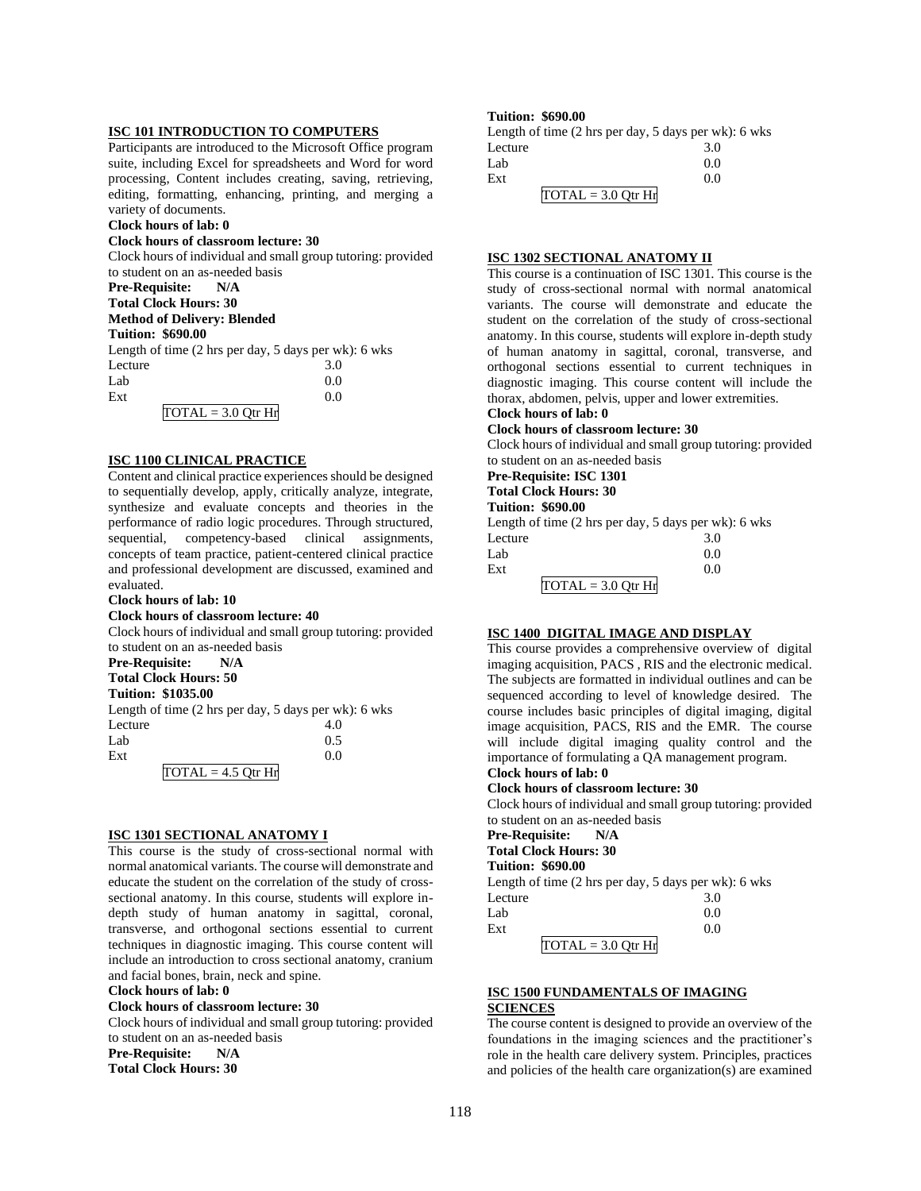**ISC 101 INTRODUCTION TO COMPUTERS**

Participants are introduced to the Microsoft Office program suite, including Excel for spreadsheets and Word for word processing, Content includes creating, saving, retrieving, editing, formatting, enhancing, printing, and merging a variety of documents.

**Clock hours of lab: 0**

**Clock hours of classroom lecture: 30**

Clock hours of individual and small group tutoring: provided to student on an as-needed basis

**Pre-Requisite: N/A**

**Total Clock Hours: 30**

**Method of Delivery: Blended**

**Tuition: $690.00**

Length of time (2 hrs per day, 5 days per wk): 6 wks

| | |
|---|---|
| Lecture | 3.0 |
| Lab | 0.0 |
| Ext | 0.0 |

TOTAL = 3.0 Qtr Hr

**ISC 1100 CLINICAL PRACTICE**

Content and clinical practice experiences should be designed to sequentially develop, apply, critically analyze, integrate, synthesize and evaluate concepts and theories in the performance of radio logic procedures. Through structured, sequential, competency-based clinical assignments, concepts of team practice, patient-centered clinical practice and professional development are discussed, examined and evaluated.

**Clock hours of lab: 10**

**Clock hours of classroom lecture: 40**

Clock hours of individual and small group tutoring: provided to student on an as-needed basis

**Pre-Requisite: N/A**

**Total Clock Hours: 50**

**Tuition: $1035.00**

Length of time (2 hrs per day, 5 days per wk): 6 wks

| | |
|---|---|
| Lecture | 4.0 |
| Lab | 0.5 |
| Ext | 0.0 |

TOTAL = 4.5 Qtr Hr

**ISC 1301 SECTIONAL ANATOMY I**

This course is the study of cross-sectional normal with normal anatomical variants. The course will demonstrate and educate the student on the correlation of the study of cross-sectional anatomy. In this course, students will explore in-depth study of human anatomy in sagittal, coronal, transverse, and orthogonal sections essential to current techniques in diagnostic imaging. This course content will include an introduction to cross sectional anatomy, cranium and facial bones, brain, neck and spine.

**Clock hours of lab: 0**

**Clock hours of classroom lecture: 30**

Clock hours of individual and small group tutoring: provided to student on an as-needed basis

**Pre-Requisite: N/A**

**Total Clock Hours: 30**

**Tuition: $690.00**

Length of time (2 hrs per day, 5 days per wk): 6 wks

| | |
|---|---|
| Lecture | 3.0 |
| Lab | 0.0 |
| Ext | 0.0 |

TOTAL = 3.0 Qtr Hr

**ISC 1302 SECTIONAL ANATOMY II**

This course is a continuation of ISC 1301. This course is the study of cross-sectional normal with normal anatomical variants. The course will demonstrate and educate the student on the correlation of the study of cross-sectional anatomy. In this course, students will explore in-depth study of human anatomy in sagittal, coronal, transverse, and orthogonal sections essential to current techniques in diagnostic imaging. This course content will include the thorax, abdomen, pelvis, upper and lower extremities.

**Clock hours of lab: 0**

**Clock hours of classroom lecture: 30**

Clock hours of individual and small group tutoring: provided to student on an as-needed basis

**Pre-Requisite: ISC 1301**

**Total Clock Hours: 30**

**Tuition: $690.00**

Length of time (2 hrs per day, 5 days per wk): 6 wks

| | |
|---|---|
| Lecture | 3.0 |
| Lab | 0.0 |
| Ext | 0.0 |

TOTAL = 3.0 Qtr Hr

**ISC 1400 DIGITAL IMAGE AND DISPLAY**

This course provides a comprehensive overview of digital imaging acquisition, PACS , RIS and the electronic medical. The subjects are formatted in individual outlines and can be sequenced according to level of knowledge desired. The course includes basic principles of digital imaging, digital image acquisition, PACS, RIS and the EMR. The course will include digital imaging quality control and the importance of formulating a QA management program.

**Clock hours of lab: 0**

**Clock hours of classroom lecture: 30**

Clock hours of individual and small group tutoring: provided to student on an as-needed basis

**Pre-Requisite: N/A**

**Total Clock Hours: 30**

**Tuition: $690.00**

Length of time (2 hrs per day, 5 days per wk): 6 wks

| | |
|---|---|
| Lecture | 3.0 |
| Lab | 0.0 |
| Ext | 0.0 |

TOTAL = 3.0 Qtr Hr

**ISC 1500 FUNDAMENTALS OF IMAGING SCIENCES**

The course content is designed to provide an overview of the foundations in the imaging sciences and the practitioner's role in the health care delivery system. Principles, practices and policies of the health care organization(s) are examined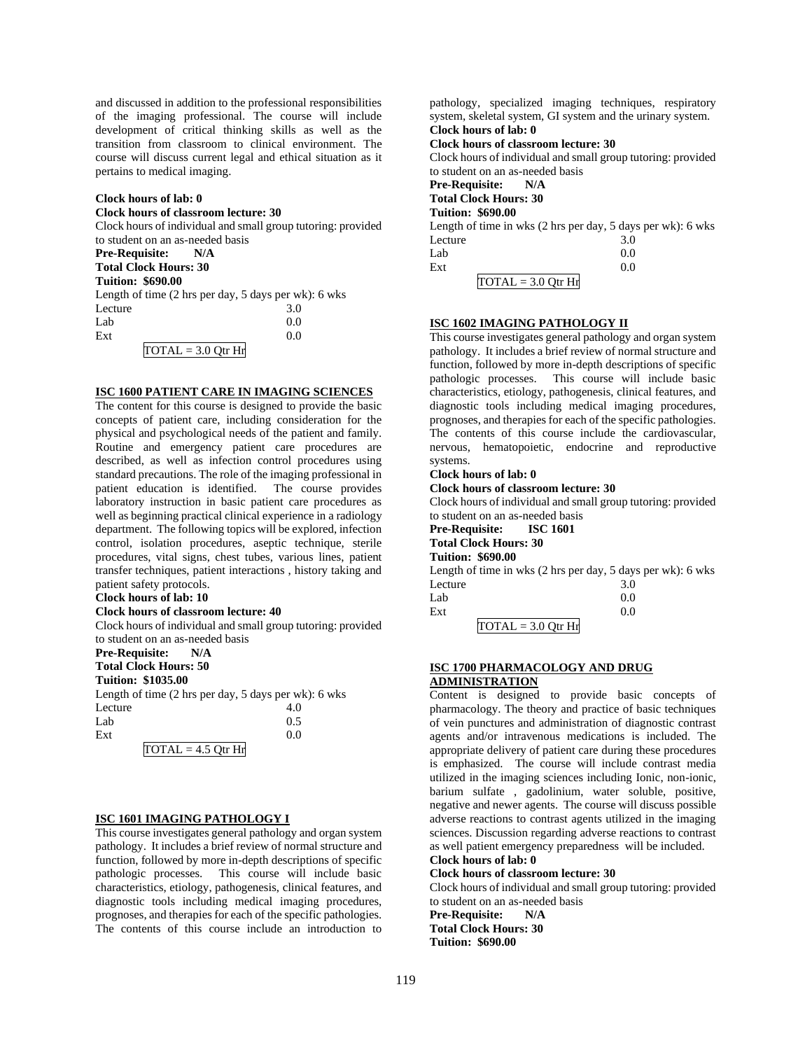and discussed in addition to the professional responsibilities of the imaging professional. The course will include development of critical thinking skills as well as the transition from classroom to clinical environment. The course will discuss current legal and ethical situation as it pertains to medical imaging.

**Clock hours of lab: 0**
**Clock hours of classroom lecture: 30**
Clock hours of individual and small group tutoring: provided to student on an as-needed basis
**Pre-Requisite: N/A**
**Total Clock Hours: 30**
**Tuition: $690.00**
Length of time (2 hrs per day, 5 days per wk): 6 wks

| | |
|---|---|
| Lecture | 3.0 |
| Lab | 0.0 |
| Ext | 0.0 |
| TOTAL = 3.0 Qtr Hr | |

### ISC 1600 PATIENT CARE IN IMAGING SCIENCES

The content for this course is designed to provide the basic concepts of patient care, including consideration for the physical and psychological needs of the patient and family. Routine and emergency patient care procedures are described, as well as infection control procedures using standard precautions. The role of the imaging professional in patient education is identified. The course provides laboratory instruction in basic patient care procedures as well as beginning practical clinical experience in a radiology department. The following topics will be explored, infection control, isolation procedures, aseptic technique, sterile procedures, vital signs, chest tubes, various lines, patient transfer techniques, patient interactions , history taking and patient safety protocols.

**Clock hours of lab: 10**
**Clock hours of classroom lecture: 40**
Clock hours of individual and small group tutoring: provided to student on an as-needed basis
**Pre-Requisite: N/A**
**Total Clock Hours: 50**
**Tuition: $1035.00**
Length of time (2 hrs per day, 5 days per wk): 6 wks

| | |
|---|---|
| Lecture | 4.0 |
| Lab | 0.5 |
| Ext | 0.0 |
| TOTAL = 4.5 Qtr Hr | |

### ISC 1601 IMAGING PATHOLOGY I

This course investigates general pathology and organ system pathology. It includes a brief review of normal structure and function, followed by more in-depth descriptions of specific pathologic processes. This course will include basic characteristics, etiology, pathogenesis, clinical features, and diagnostic tools including medical imaging procedures, prognoses, and therapies for each of the specific pathologies. The contents of this course include an introduction to pathology, specialized imaging techniques, respiratory system, skeletal system, GI system and the urinary system.

**Clock hours of lab: 0**
**Clock hours of classroom lecture: 30**
Clock hours of individual and small group tutoring: provided to student on an as-needed basis
**Pre-Requisite: N/A**
**Total Clock Hours: 30**
**Tuition: $690.00**
Length of time in wks (2 hrs per day, 5 days per wk): 6 wks

| | |
|---|---|
| Lecture | 3.0 |
| Lab | 0.0 |
| Ext | 0.0 |
| TOTAL = 3.0 Qtr Hr | |

### ISC 1602 IMAGING PATHOLOGY II

This course investigates general pathology and organ system pathology. It includes a brief review of normal structure and function, followed by more in-depth descriptions of specific pathologic processes. This course will include basic characteristics, etiology, pathogenesis, clinical features, and diagnostic tools including medical imaging procedures, prognoses, and therapies for each of the specific pathologies. The contents of this course include the cardiovascular, nervous, hematopoietic, endocrine and reproductive systems.

**Clock hours of lab: 0**
**Clock hours of classroom lecture: 30**
Clock hours of individual and small group tutoring: provided to student on an as-needed basis
**Pre-Requisite: ISC 1601**
**Total Clock Hours: 30**
**Tuition: $690.00**
Length of time in wks (2 hrs per day, 5 days per wk): 6 wks

| | |
|---|---|
| Lecture | 3.0 |
| Lab | 0.0 |
| Ext | 0.0 |
| TOTAL = 3.0 Qtr Hr | |

### ISC 1700 PHARMACOLOGY AND DRUG ADMINISTRATION

Content is designed to provide basic concepts of pharmacology. The theory and practice of basic techniques of vein punctures and administration of diagnostic contrast agents and/or intravenous medications is included. The appropriate delivery of patient care during these procedures is emphasized. The course will include contrast media utilized in the imaging sciences including Ionic, non-ionic, barium sulfate , gadolinium, water soluble, positive, negative and newer agents. The course will discuss possible adverse reactions to contrast agents utilized in the imaging sciences. Discussion regarding adverse reactions to contrast as well patient emergency preparedness will be included.

**Clock hours of lab: 0**
**Clock hours of classroom lecture: 30**
Clock hours of individual and small group tutoring: provided to student on an as-needed basis
**Pre-Requisite: N/A**
**Total Clock Hours: 30**
**Tuition: $690.00**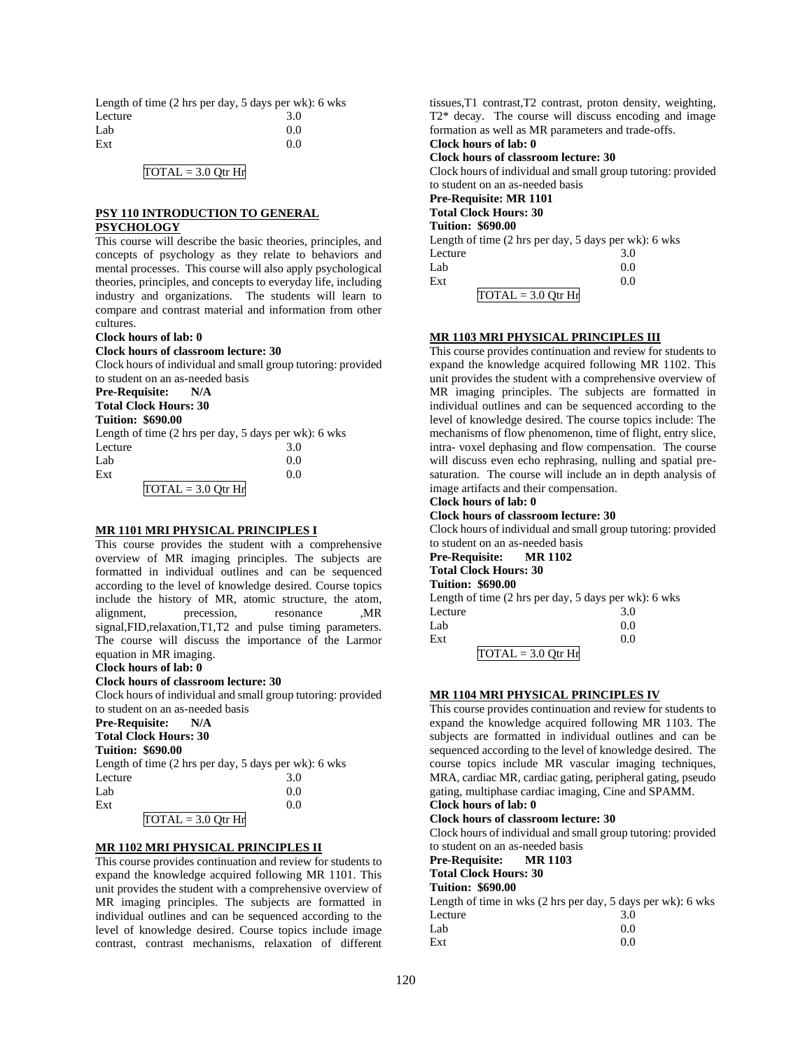Length of time (2 hrs per day, 5 days per wk): 6 wks

| | |
|---|---|
| Lecture | 3.0 |
| Lab | 0.0 |
| Ext | 0.0 |

TOTAL = 3.0 Qtr Hr

**PSY 110 INTRODUCTION TO GENERAL PSYCHOLOGY**

This course will describe the basic theories, principles, and concepts of psychology as they relate to behaviors and mental processes. This course will also apply psychological theories, principles, and concepts to everyday life, including industry and organizations. The students will learn to compare and contrast material and information from other cultures.

**Clock hours of lab: 0**

**Clock hours of classroom lecture: 30**

Clock hours of individual and small group tutoring: provided to student on an as-needed basis

**Pre-Requisite: N/A**

**Total Clock Hours: 30**

**Tuition: $690.00**

Length of time (2 hrs per day, 5 days per wk): 6 wks

| | |
|---|---|
| Lecture | 3.0 |
| Lab | 0.0 |
| Ext | 0.0 |

TOTAL = 3.0 Qtr Hr

**MR 1101 MRI PHYSICAL PRINCIPLES I**

This course provides the student with a comprehensive overview of MR imaging principles. The subjects are formatted in individual outlines and can be sequenced according to the level of knowledge desired. Course topics include the history of MR, atomic structure, the atom, alignment, precession, resonance ,MR signal,FID,relaxation,T1,T2 and pulse timing parameters. The course will discuss the importance of the Larmor equation in MR imaging.

**Clock hours of lab: 0**

**Clock hours of classroom lecture: 30**

Clock hours of individual and small group tutoring: provided to student on an as-needed basis

**Pre-Requisite: N/A**

**Total Clock Hours: 30**

**Tuition: $690.00**

Length of time (2 hrs per day, 5 days per wk): 6 wks

| | |
|---|---|
| Lecture | 3.0 |
| Lab | 0.0 |
| Ext | 0.0 |

TOTAL = 3.0 Qtr Hr

**MR 1102 MRI PHYSICAL PRINCIPLES II**

This course provides continuation and review for students to expand the knowledge acquired following MR 1101. This unit provides the student with a comprehensive overview of MR imaging principles. The subjects are formatted in individual outlines and can be sequenced according to the level of knowledge desired. Course topics include image contrast, contrast mechanisms, relaxation of different tissues,T1 contrast,T2 contrast, proton density, weighting, T2* decay. The course will discuss encoding and image formation as well as MR parameters and trade-offs.

**Clock hours of lab: 0**

**Clock hours of classroom lecture: 30**

Clock hours of individual and small group tutoring: provided to student on an as-needed basis

**Pre-Requisite: MR 1101**

**Total Clock Hours: 30**

**Tuition: $690.00**

Length of time (2 hrs per day, 5 days per wk): 6 wks

| | |
|---|---|
| Lecture | 3.0 |
| Lab | 0.0 |
| Ext | 0.0 |

TOTAL = 3.0 Qtr Hr

**MR 1103 MRI PHYSICAL PRINCIPLES III**

This course provides continuation and review for students to expand the knowledge acquired following MR 1102. This unit provides the student with a comprehensive overview of MR imaging principles. The subjects are formatted in individual outlines and can be sequenced according to the level of knowledge desired. The course topics include: The mechanisms of flow phenomenon, time of flight, entry slice, intra- voxel dephasing and flow compensation. The course will discuss even echo rephrasing, nulling and spatial pre-saturation. The course will include an in depth analysis of image artifacts and their compensation.

**Clock hours of lab: 0**

**Clock hours of classroom lecture: 30**

Clock hours of individual and small group tutoring: provided to student on an as-needed basis

**Pre-Requisite: MR 1102**

**Total Clock Hours: 30**

**Tuition: $690.00**

Length of time (2 hrs per day, 5 days per wk): 6 wks

| | |
|---|---|
| Lecture | 3.0 |
| Lab | 0.0 |
| Ext | 0.0 |

TOTAL = 3.0 Qtr Hr

**MR 1104 MRI PHYSICAL PRINCIPLES IV**

This course provides continuation and review for students to expand the knowledge acquired following MR 1103. The subjects are formatted in individual outlines and can be sequenced according to the level of knowledge desired. The course topics include MR vascular imaging techniques, MRA, cardiac MR, cardiac gating, peripheral gating, pseudo gating, multiphase cardiac imaging, Cine and SPAMM.

**Clock hours of lab: 0**

**Clock hours of classroom lecture: 30**

Clock hours of individual and small group tutoring: provided to student on an as-needed basis

**Pre-Requisite: MR 1103**

**Total Clock Hours: 30**

**Tuition: $690.00**

Length of time in wks (2 hrs per day, 5 days per wk): 6 wks

| | |
|---|---|
| Lecture | 3.0 |
| Lab | 0.0 |
| Ext | 0.0 |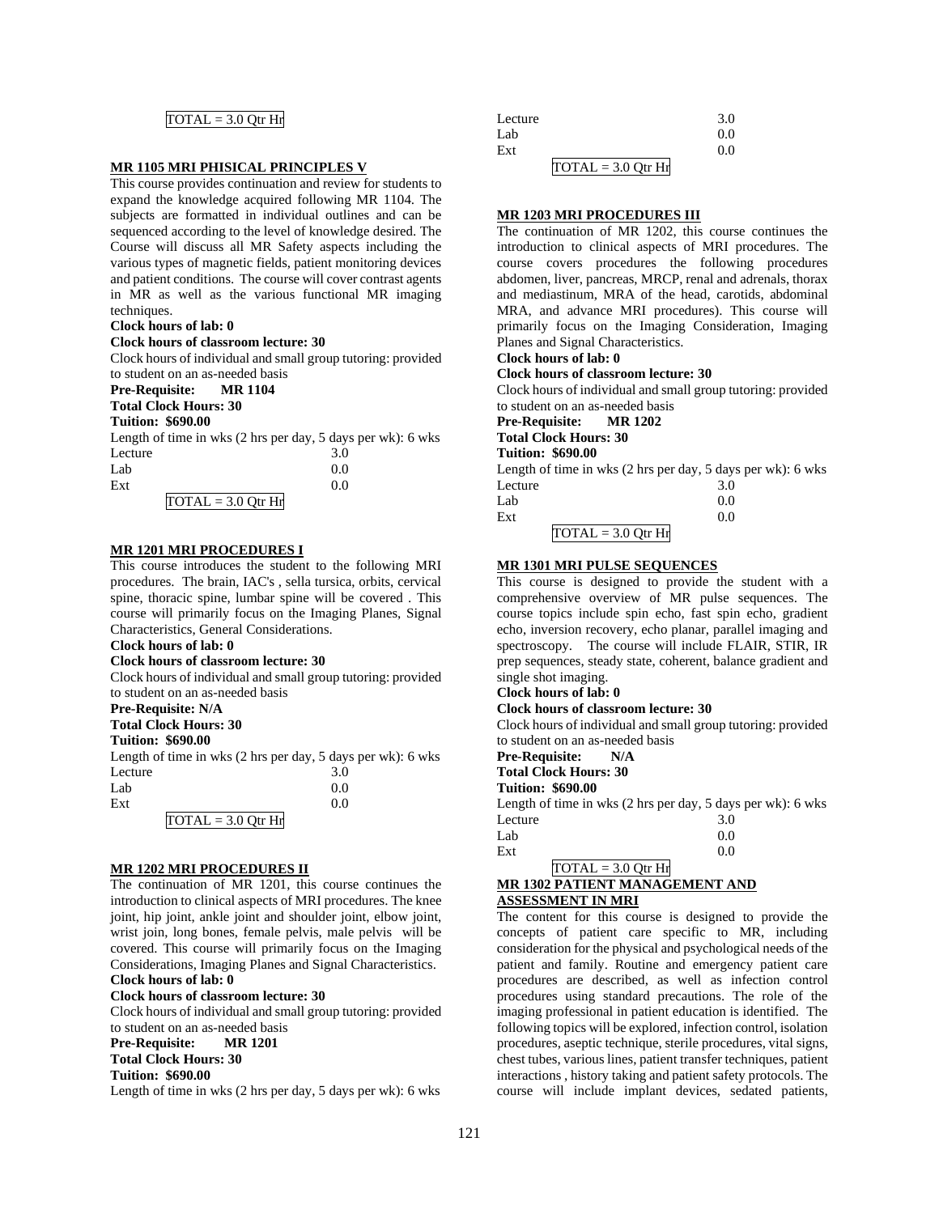TOTAL = 3.0 Qtr Hr

**MR 1105 MRI PHISICAL PRINCIPLES V**

This course provides continuation and review for students to expand the knowledge acquired following MR 1104. The subjects are formatted in individual outlines and can be sequenced according to the level of knowledge desired. The Course will discuss all MR Safety aspects including the various types of magnetic fields, patient monitoring devices and patient conditions. The course will cover contrast agents in MR as well as the various functional MR imaging techniques.

**Clock hours of lab: 0**

**Clock hours of classroom lecture: 30**

Clock hours of individual and small group tutoring: provided to student on an as-needed basis

**Pre-Requisite: MR 1104**

**Total Clock Hours: 30**

**Tuition: $690.00**

Length of time in wks (2 hrs per day, 5 days per wk): 6 wks

| | |
|---|---|
| Lecture | 3.0 |
| Lab | 0.0 |
| Ext | 0.0 |

TOTAL = 3.0 Qtr Hr

**MR 1201 MRI PROCEDURES I**

This course introduces the student to the following MRI procedures. The brain, IAC's , sella tursica, orbits, cervical spine, thoracic spine, lumbar spine will be covered . This course will primarily focus on the Imaging Planes, Signal Characteristics, General Considerations.

**Clock hours of lab: 0**

**Clock hours of classroom lecture: 30**

Clock hours of individual and small group tutoring: provided to student on an as-needed basis

**Pre-Requisite: N/A**

**Total Clock Hours: 30**

**Tuition: $690.00**

Length of time in wks (2 hrs per day, 5 days per wk): 6 wks

| | |
|---|---|
| Lecture | 3.0 |
| Lab | 0.0 |
| Ext | 0.0 |

TOTAL = 3.0 Qtr Hr

**MR 1202 MRI PROCEDURES II**

The continuation of MR 1201, this course continues the introduction to clinical aspects of MRI procedures. The knee joint, hip joint, ankle joint and shoulder joint, elbow joint, wrist join, long bones, female pelvis, male pelvis will be covered. This course will primarily focus on the Imaging Considerations, Imaging Planes and Signal Characteristics.

**Clock hours of lab: 0**

**Clock hours of classroom lecture: 30**

Clock hours of individual and small group tutoring: provided to student on an as-needed basis

**Pre-Requisite: MR 1201**

**Total Clock Hours: 30**

**Tuition: $690.00**

Length of time in wks (2 hrs per day, 5 days per wk): 6 wks

| | |
|---|---|
| Lecture | 3.0 |
| Lab | 0.0 |
| Ext | 0.0 |

TOTAL = 3.0 Qtr Hr

**MR 1203 MRI PROCEDURES III**

The continuation of MR 1202, this course continues the introduction to clinical aspects of MRI procedures. The course covers procedures the following procedures abdomen, liver, pancreas, MRCP, renal and adrenals, thorax and mediastinum, MRA of the head, carotids, abdominal MRA, and advance MRI procedures). This course will primarily focus on the Imaging Consideration, Imaging Planes and Signal Characteristics.

**Clock hours of lab: 0**

**Clock hours of classroom lecture: 30**

Clock hours of individual and small group tutoring: provided to student on an as-needed basis

**Pre-Requisite: MR 1202**

**Total Clock Hours: 30**

**Tuition: $690.00**

Length of time in wks (2 hrs per day, 5 days per wk): 6 wks

| | |
|---|---|
| Lecture | 3.0 |
| Lab | 0.0 |
| Ext | 0.0 |

TOTAL = 3.0 Qtr Hr

**MR 1301 MRI PULSE SEQUENCES**

This course is designed to provide the student with a comprehensive overview of MR pulse sequences. The course topics include spin echo, fast spin echo, gradient echo, inversion recovery, echo planar, parallel imaging and spectroscopy. The course will include FLAIR, STIR, IR prep sequences, steady state, coherent, balance gradient and single shot imaging.

**Clock hours of lab: 0**

**Clock hours of classroom lecture: 30**

Clock hours of individual and small group tutoring: provided to student on an as-needed basis

**Pre-Requisite: N/A**

**Total Clock Hours: 30**

**Tuition: $690.00**

Length of time in wks (2 hrs per day, 5 days per wk): 6 wks

| | |
|---|---|
| Lecture | 3.0 |
| Lab | 0.0 |
| Ext | 0.0 |

TOTAL = 3.0 Qtr Hr

**MR 1302 PATIENT MANAGEMENT AND ASSESSMENT IN MRI**

The content for this course is designed to provide the concepts of patient care specific to MR, including consideration for the physical and psychological needs of the patient and family. Routine and emergency patient care procedures are described, as well as infection control procedures using standard precautions. The role of the imaging professional in patient education is identified. The following topics will be explored, infection control, isolation procedures, aseptic technique, sterile procedures, vital signs, chest tubes, various lines, patient transfer techniques, patient interactions , history taking and patient safety protocols. The course will include implant devices, sedated patients,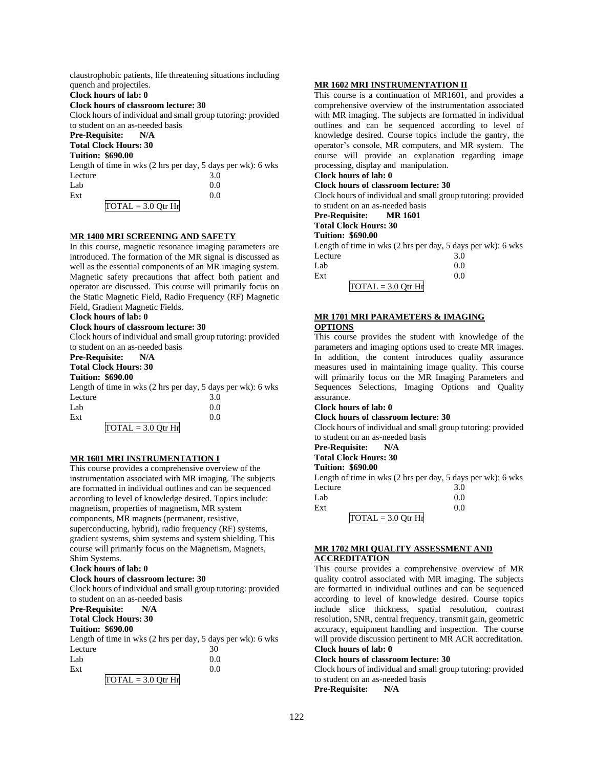claustrophobic patients, life threatening situations including quench and projectiles.

**Clock hours of lab: 0**

**Clock hours of classroom lecture: 30**

Clock hours of individual and small group tutoring: provided to student on an as-needed basis

**Pre-Requisite: N/A**

**Total Clock Hours: 30**

**Tuition: $690.00**

Length of time in wks (2 hrs per day, 5 days per wk): 6 wks

| | |
|---|---|
| Lecture | 3.0 |
| Lab | 0.0 |
| Ext | 0.0 |

TOTAL = 3.0 Qtr Hr

## MR 1400 MRI SCREENING AND SAFETY

In this course, magnetic resonance imaging parameters are introduced. The formation of the MR signal is discussed as well as the essential components of an MR imaging system. Magnetic safety precautions that affect both patient and operator are discussed. This course will primarily focus on the Static Magnetic Field, Radio Frequency (RF) Magnetic Field, Gradient Magnetic Fields.

**Clock hours of lab: 0**

**Clock hours of classroom lecture: 30**

Clock hours of individual and small group tutoring: provided to student on an as-needed basis

**Pre-Requisite: N/A**

**Total Clock Hours: 30**

**Tuition: $690.00**

Length of time in wks (2 hrs per day, 5 days per wk): 6 wks

| | |
|---|---|
| Lecture | 3.0 |
| Lab | 0.0 |
| Ext | 0.0 |

TOTAL = 3.0 Qtr Hr

## MR 1601 MRI INSTRUMENTATION I

This course provides a comprehensive overview of the instrumentation associated with MR imaging. The subjects are formatted in individual outlines and can be sequenced according to level of knowledge desired. Topics include: magnetism, properties of magnetism, MR system components, MR magnets (permanent, resistive, superconducting, hybrid), radio frequency (RF) systems, gradient systems, shim systems and system shielding. This course will primarily focus on the Magnetism, Magnets, Shim Systems.

**Clock hours of lab: 0**

**Clock hours of classroom lecture: 30**

Clock hours of individual and small group tutoring: provided to student on an as-needed basis

**Pre-Requisite: N/A**

**Total Clock Hours: 30**

**Tuition: $690.00**

Length of time in wks (2 hrs per day, 5 days per wk): 6 wks

| | |
|---|---|
| Lecture | 30 |
| Lab | 0.0 |
| Ext | 0.0 |

TOTAL = 3.0 Qtr Hr

## MR 1602 MRI INSTRUMENTATION II

This course is a continuation of MR1601, and provides a comprehensive overview of the instrumentation associated with MR imaging. The subjects are formatted in individual outlines and can be sequenced according to level of knowledge desired. Course topics include the gantry, the operator's console, MR computers, and MR system. The course will provide an explanation regarding image processing, display and manipulation.

**Clock hours of lab: 0**

**Clock hours of classroom lecture: 30**

Clock hours of individual and small group tutoring: provided to student on an as-needed basis

**Pre-Requisite: MR 1601**

**Total Clock Hours: 30**

**Tuition: $690.00**

Length of time in wks (2 hrs per day, 5 days per wk): 6 wks

| | |
|---|---|
| Lecture | 3.0 |
| Lab | 0.0 |
| Ext | 0.0 |

TOTAL = 3.0 Qtr Hr

## MR 1701 MRI PARAMETERS & IMAGING OPTIONS

This course provides the student with knowledge of the parameters and imaging options used to create MR images. In addition, the content introduces quality assurance measures used in maintaining image quality. This course will primarily focus on the MR Imaging Parameters and Sequences Selections, Imaging Options and Quality assurance.

**Clock hours of lab: 0**

**Clock hours of classroom lecture: 30**

Clock hours of individual and small group tutoring: provided to student on an as-needed basis

**Pre-Requisite: N/A**

**Total Clock Hours: 30**

**Tuition: $690.00**

Length of time in wks (2 hrs per day, 5 days per wk): 6 wks

| | |
|---|---|
| Lecture | 3.0 |
| Lab | 0.0 |
| Ext | 0.0 |

TOTAL = 3.0 Qtr Hr

## MR 1702 MRI QUALITY ASSESSMENT AND ACCREDITATION

This course provides a comprehensive overview of MR quality control associated with MR imaging. The subjects are formatted in individual outlines and can be sequenced according to level of knowledge desired. Course topics include slice thickness, spatial resolution, contrast resolution, SNR, central frequency, transmit gain, geometric accuracy, equipment handling and inspection. The course will provide discussion pertinent to MR ACR accreditation.

**Clock hours of lab: 0**

**Clock hours of classroom lecture: 30**

Clock hours of individual and small group tutoring: provided to student on an as-needed basis

**Pre-Requisite: N/A**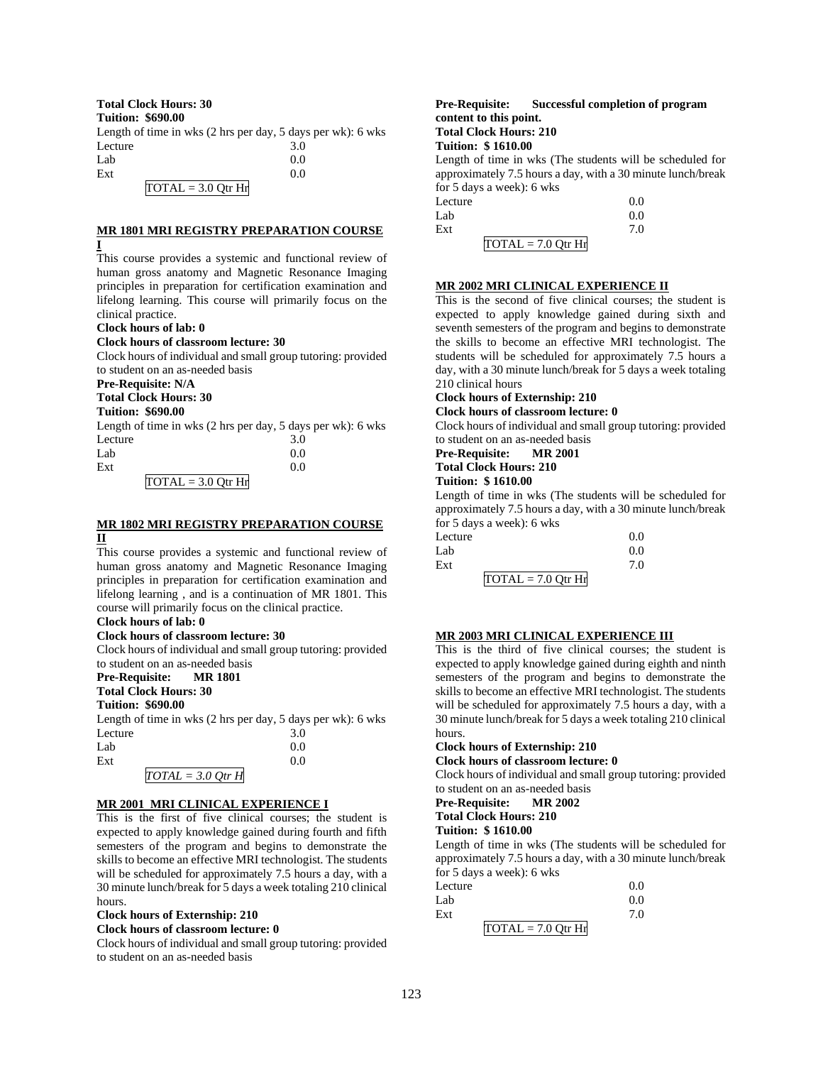**Total Clock Hours: 30**
**Tuition: $690.00**

Length of time in wks (2 hrs per day, 5 days per wk): 6 wks

| | |
|---|---|
| Lecture | 3.0 |
| Lab | 0.0 |
| Ext | 0.0 |

TOTAL = 3.0 Qtr Hr

### MR 1801 MRI REGISTRY PREPARATION COURSE I

This course provides a systemic and functional review of human gross anatomy and Magnetic Resonance Imaging principles in preparation for certification examination and lifelong learning. This course will primarily focus on the clinical practice.

**Clock hours of lab: 0**
**Clock hours of classroom lecture: 30**

Clock hours of individual and small group tutoring: provided to student on an as-needed basis

**Pre-Requisite: N/A**
**Total Clock Hours: 30**
**Tuition: $690.00**

Length of time in wks (2 hrs per day, 5 days per wk): 6 wks

| | |
|---|---|
| Lecture | 3.0 |
| Lab | 0.0 |
| Ext | 0.0 |

TOTAL = 3.0 Qtr Hr

### MR 1802 MRI REGISTRY PREPARATION COURSE II

This course provides a systemic and functional review of human gross anatomy and Magnetic Resonance Imaging principles in preparation for certification examination and lifelong learning , and is a continuation of MR 1801. This course will primarily focus on the clinical practice.

**Clock hours of lab: 0**
**Clock hours of classroom lecture: 30**

Clock hours of individual and small group tutoring: provided to student on an as-needed basis

**Pre-Requisite: MR 1801**
**Total Clock Hours: 30**
**Tuition: $690.00**

Length of time in wks (2 hrs per day, 5 days per wk): 6 wks

| | |
|---|---|
| Lecture | 3.0 |
| Lab | 0.0 |
| Ext | 0.0 |

*TOTAL = 3.0 Qtr H*

### MR 2001 MRI CLINICAL EXPERIENCE I

This is the first of five clinical courses; the student is expected to apply knowledge gained during fourth and fifth semesters of the program and begins to demonstrate the skills to become an effective MRI technologist. The students will be scheduled for approximately 7.5 hours a day, with a 30 minute lunch/break for 5 days a week totaling 210 clinical hours.

**Clock hours of Externship: 210**
**Clock hours of classroom lecture: 0**

Clock hours of individual and small group tutoring: provided to student on an as-needed basis

**Pre-Requisite: Successful completion of program content to this point.**
**Total Clock Hours: 210**
**Tuition: $ 1610.00**

Length of time in wks (The students will be scheduled for approximately 7.5 hours a day, with a 30 minute lunch/break for 5 days a week): 6 wks

| | |
|---|---|
| Lecture | 0.0 |
| Lab | 0.0 |
| Ext | 7.0 |

TOTAL = 7.0 Qtr Hr

### MR 2002 MRI CLINICAL EXPERIENCE II

This is the second of five clinical courses; the student is expected to apply knowledge gained during sixth and seventh semesters of the program and begins to demonstrate the skills to become an effective MRI technologist. The students will be scheduled for approximately 7.5 hours a day, with a 30 minute lunch/break for 5 days a week totaling 210 clinical hours

**Clock hours of Externship: 210**
**Clock hours of classroom lecture: 0**

Clock hours of individual and small group tutoring: provided to student on an as-needed basis

**Pre-Requisite: MR 2001**
**Total Clock Hours: 210**
**Tuition: $ 1610.00**

Length of time in wks (The students will be scheduled for approximately 7.5 hours a day, with a 30 minute lunch/break for 5 days a week): 6 wks

| | |
|---|---|
| Lecture | 0.0 |
| Lab | 0.0 |
| Ext | 7.0 |

TOTAL = 7.0 Qtr Hr

### MR 2003 MRI CLINICAL EXPERIENCE III

This is the third of five clinical courses; the student is expected to apply knowledge gained during eighth and ninth semesters of the program and begins to demonstrate the skills to become an effective MRI technologist. The students will be scheduled for approximately 7.5 hours a day, with a 30 minute lunch/break for 5 days a week totaling 210 clinical hours.

**Clock hours of Externship: 210**
**Clock hours of classroom lecture: 0**

Clock hours of individual and small group tutoring: provided to student on an as-needed basis

**Pre-Requisite: MR 2002**
**Total Clock Hours: 210**
**Tuition: $ 1610.00**

Length of time in wks (The students will be scheduled for approximately 7.5 hours a day, with a 30 minute lunch/break for 5 days a week): 6 wks

| | |
|---|---|
| Lecture | 0.0 |
| Lab | 0.0 |
| Ext | 7.0 |

TOTAL = 7.0 Qtr Hr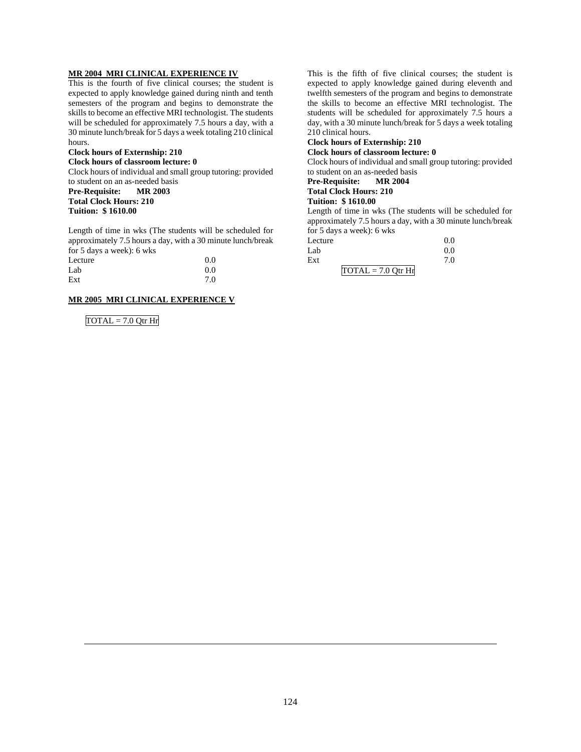**MR 2004 MRI CLINICAL EXPERIENCE IV**

This is the fourth of five clinical courses; the student is expected to apply knowledge gained during ninth and tenth semesters of the program and begins to demonstrate the skills to become an effective MRI technologist. The students will be scheduled for approximately 7.5 hours a day, with a 30 minute lunch/break for 5 days a week totaling 210 clinical hours.

**Clock hours of Externship: 210**
**Clock hours of classroom lecture: 0**
Clock hours of individual and small group tutoring: provided to student on an as-needed basis
**Pre-Requisite: MR 2003**
**Total Clock Hours: 210**
**Tuition: $ 1610.00**

Length of time in wks (The students will be scheduled for approximately 7.5 hours a day, with a 30 minute lunch/break for 5 days a week): 6 wks

| | |
|---|---|
| Lecture | 0.0 |
| Lab | 0.0 |
| Ext | 7.0 |

TOTAL = 7.0 Qtr Hr

**MR 2005 MRI CLINICAL EXPERIENCE V**

This is the fifth of five clinical courses; the student is expected to apply knowledge gained during eleventh and twelfth semesters of the program and begins to demonstrate the skills to become an effective MRI technologist. The students will be scheduled for approximately 7.5 hours a day, with a 30 minute lunch/break for 5 days a week totaling 210 clinical hours.

**Clock hours of Externship: 210**
**Clock hours of classroom lecture: 0**
Clock hours of individual and small group tutoring: provided to student on an as-needed basis
**Pre-Requisite: MR 2004**
**Total Clock Hours: 210**
**Tuition: $ 1610.00**

Length of time in wks (The students will be scheduled for approximately 7.5 hours a day, with a 30 minute lunch/break for 5 days a week): 6 wks

| | |
|---|---|
| Lecture | 0.0 |
| Lab | 0.0 |
| Ext | 7.0 |

TOTAL = 7.0 Qtr Hr